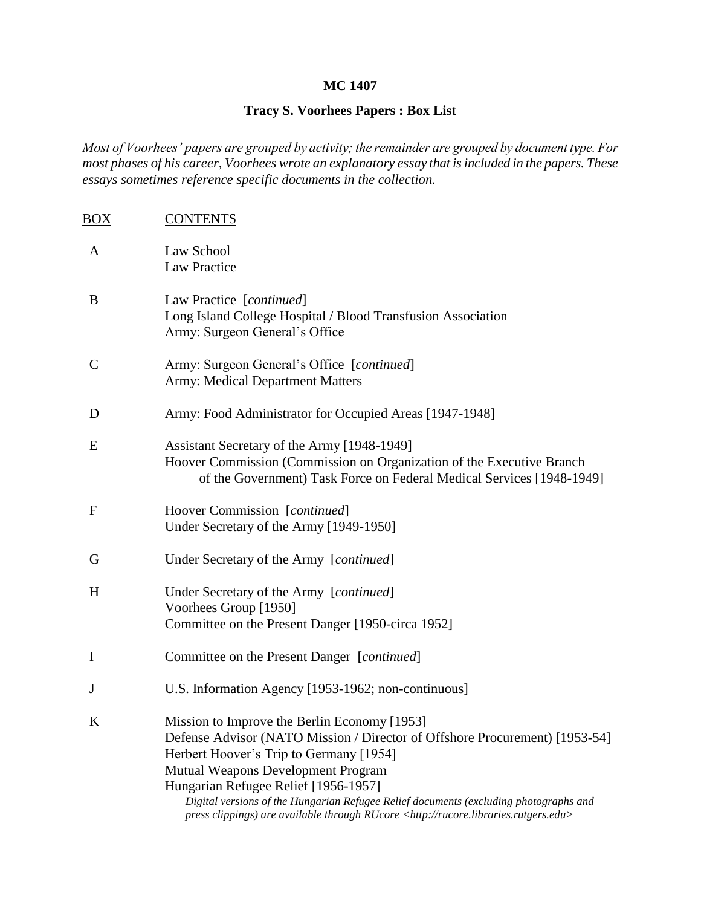# MC 1407

## Tracy S. Voorhees Papers : Box List

*Most of Voorhees' papers are grouped by activity; the remainder are grouped by document type. For most phases of his career, Voorhees wrote an explanatory essay that is included in the papers. These essays sometimes reference specific documents in the collection.*

| BOX | CONTENTS |
|---|---|
| A | Law School<br>Law Practice |
| B | Law Practice [*continued*]<br>Long Island College Hospital / Blood Transfusion Association<br>Army: Surgeon General's Office |
| C | Army: Surgeon General's Office [*continued*]<br>Army: Medical Department Matters |
| D | Army: Food Administrator for Occupied Areas [1947-1948] |
| E | Assistant Secretary of the Army [1948-1949]<br>Hoover Commission (Commission on Organization of the Executive Branch of the Government) Task Force on Federal Medical Services [1948-1949] |
| F | Hoover Commission [*continued*]<br>Under Secretary of the Army [1949-1950] |
| G | Under Secretary of the Army [*continued*] |
| H | Under Secretary of the Army [*continued*]<br>Voorhees Group [1950]<br>Committee on the Present Danger [1950-circa 1952] |
| I | Committee on the Present Danger [*continued*] |
| J | U.S. Information Agency [1953-1962; non-continuous] |
| K | Mission to Improve the Berlin Economy [1953]<br>Defense Advisor (NATO Mission / Director of Offshore Procurement) [1953-54]<br>Herbert Hoover's Trip to Germany [1954]<br>Mutual Weapons Development Program<br>Hungarian Refugee Relief [1956-1957]<br>*Digital versions of the Hungarian Refugee Relief documents (excluding photographs and press clippings) are available through RUcore <http://rucore.libraries.rutgers.edu>* |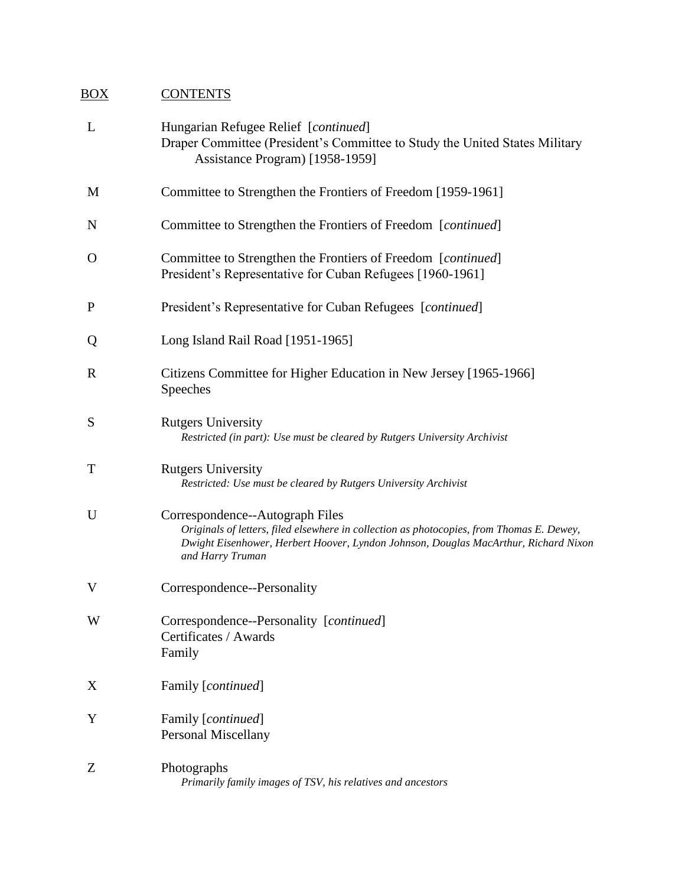| BOX | CONTENTS |
| --- | --- |
| L | Hungarian Refugee Relief [*continued*]<br>Draper Committee (President's Committee to Study the United States Military Assistance Program) [1958-1959] |
| M | Committee to Strengthen the Frontiers of Freedom [1959-1961] |
| N | Committee to Strengthen the Frontiers of Freedom [*continued*] |
| O | Committee to Strengthen the Frontiers of Freedom [*continued*]<br>President's Representative for Cuban Refugees [1960-1961] |
| P | President's Representative for Cuban Refugees [*continued*] |
| Q | Long Island Rail Road [1951-1965] |
| R | Citizens Committee for Higher Education in New Jersey [1965-1966]<br>Speeches |
| S | Rutgers University<br>*Restricted (in part): Use must be cleared by Rutgers University Archivist* |
| T | Rutgers University<br>*Restricted: Use must be cleared by Rutgers University Archivist* |
| U | Correspondence--Autograph Files<br>*Originals of letters, filed elsewhere in collection as photocopies, from Thomas E. Dewey, Dwight Eisenhower, Herbert Hoover, Lyndon Johnson, Douglas MacArthur, Richard Nixon and Harry Truman* |
| V | Correspondence--Personality |
| W | Correspondence--Personality [*continued*]<br>Certificates / Awards<br>Family |
| X | Family [*continued*] |
| Y | Family [*continued*]<br>Personal Miscellany |
| Z | Photographs<br>*Primarily family images of TSV, his relatives and ancestors* |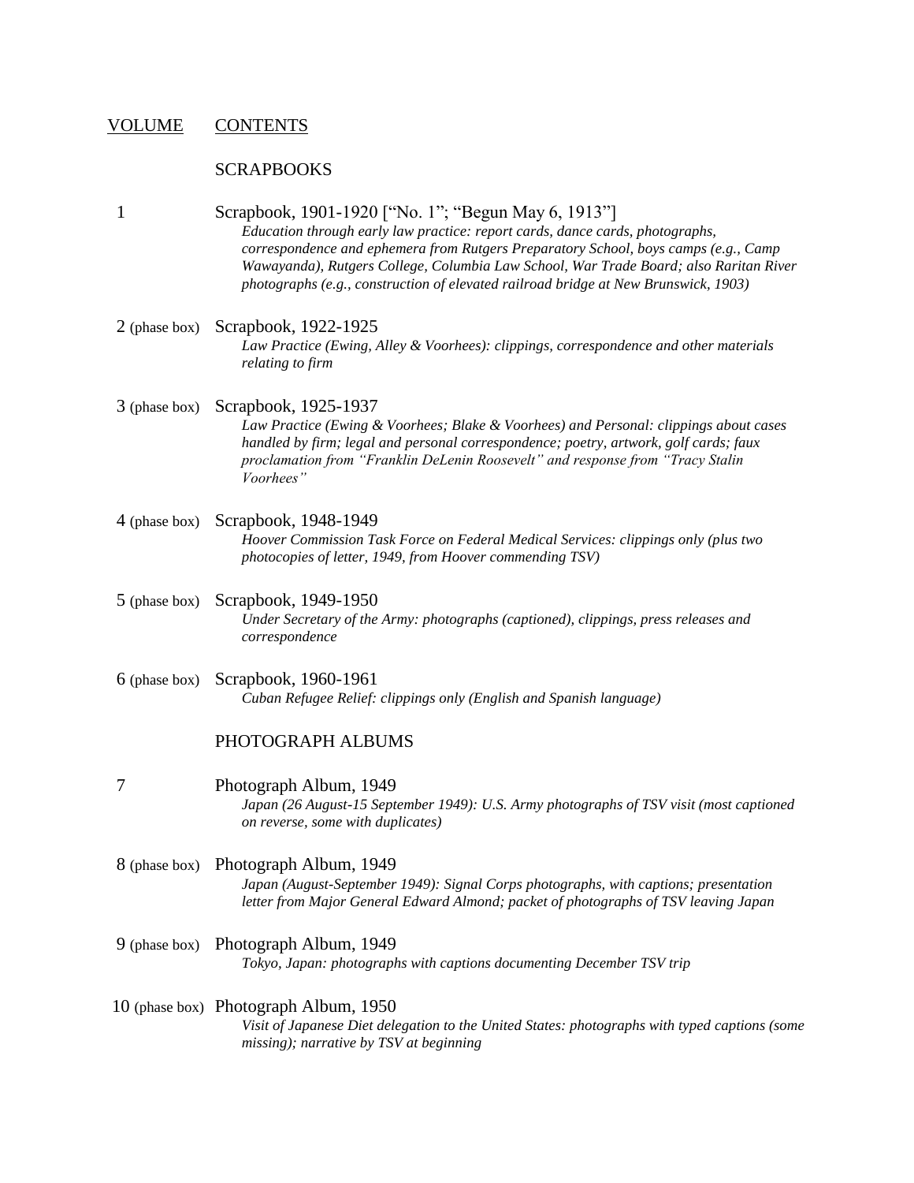| VOLUME | CONTENTS |
|---|---|
| | SCRAPBOOKS |
| 1 | Scrapbook, 1901-1920 [“No. 1”; “Begun May 6, 1913”]<br>*Education through early law practice: report cards, dance cards, photographs, correspondence and ephemera from Rutgers Preparatory School, boys camps (e.g., Camp Wawayanda), Rutgers College, Columbia Law School, War Trade Board; also Raritan River photographs (e.g., construction of elevated railroad bridge at New Brunswick, 1903)* |
| 2 (phase box) | Scrapbook, 1922-1925<br>*Law Practice (Ewing, Alley & Voorhees): clippings, correspondence and other materials relating to firm* |
| 3 (phase box) | Scrapbook, 1925-1937<br>*Law Practice (Ewing & Voorhees; Blake & Voorhees) and Personal: clippings about cases handled by firm; legal and personal correspondence; poetry, artwork, golf cards; faux proclamation from “Franklin DeLenin Roosevelt” and response from “Tracy Stalin Voorhees”* |
| 4 (phase box) | Scrapbook, 1948-1949<br>*Hoover Commission Task Force on Federal Medical Services: clippings only (plus two photocopies of letter, 1949, from Hoover commending TSV)* |
| 5 (phase box) | Scrapbook, 1949-1950<br>*Under Secretary of the Army: photographs (captioned), clippings, press releases and correspondence* |
| 6 (phase box) | Scrapbook, 1960-1961<br>*Cuban Refugee Relief: clippings only (English and Spanish language)* |
| | PHOTOGRAPH ALBUMS |
| 7 | Photograph Album, 1949<br>*Japan (26 August-15 September 1949): U.S. Army photographs of TSV visit (most captioned on reverse, some with duplicates)* |
| 8 (phase box) | Photograph Album, 1949<br>*Japan (August-September 1949): Signal Corps photographs, with captions; presentation letter from Major General Edward Almond; packet of photographs of TSV leaving Japan* |
| 9 (phase box) | Photograph Album, 1949<br>*Tokyo, Japan: photographs with captions documenting December TSV trip* |
| 10 (phase box) | Photograph Album, 1950<br>*Visit of Japanese Diet delegation to the United States: photographs with typed captions (some missing); narrative by TSV at beginning* |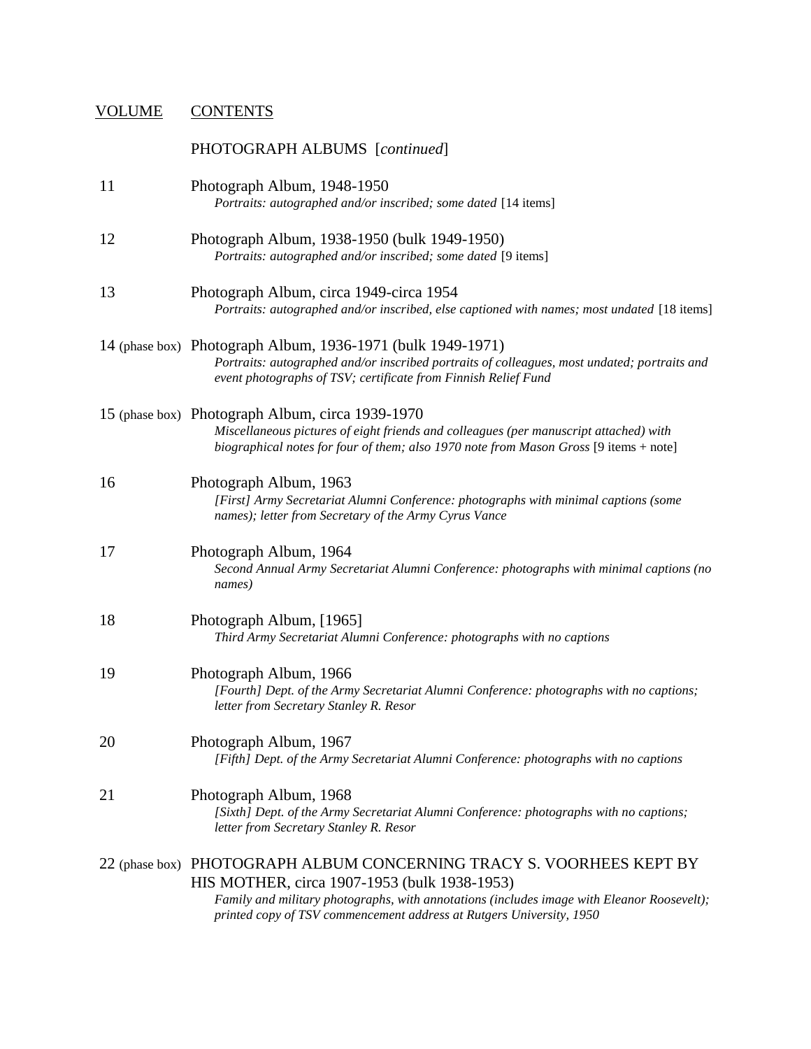| VOLUME | CONTENTS |
|---|---|
| | PHOTOGRAPH ALBUMS [*continued*] |
| 11 | Photograph Album, 1948-1950<br>*Portraits: autographed and/or inscribed; some dated* [14 items] |
| 12 | Photograph Album, 1938-1950 (bulk 1949-1950)<br>*Portraits: autographed and/or inscribed; some dated* [9 items] |
| 13 | Photograph Album, circa 1949-circa 1954<br>*Portraits: autographed and/or inscribed, else captioned with names; most undated* [18 items] |
| 14 (phase box) | Photograph Album, 1936-1971 (bulk 1949-1971)<br>*Portraits: autographed and/or inscribed portraits of colleagues, most undated; portraits and event photographs of TSV; certificate from Finnish Relief Fund* |
| 15 (phase box) | Photograph Album, circa 1939-1970<br>*Miscellaneous pictures of eight friends and colleagues (per manuscript attached) with biographical notes for four of them; also 1970 note from Mason Gross* [9 items + note] |
| 16 | Photograph Album, 1963<br>*[First] Army Secretariat Alumni Conference: photographs with minimal captions (some names); letter from Secretary of the Army Cyrus Vance* |
| 17 | Photograph Album, 1964<br>*Second Annual Army Secretariat Alumni Conference: photographs with minimal captions (no names)* |
| 18 | Photograph Album, [1965]<br>*Third Army Secretariat Alumni Conference: photographs with no captions* |
| 19 | Photograph Album, 1966<br>*[Fourth] Dept. of the Army Secretariat Alumni Conference: photographs with no captions; letter from Secretary Stanley R. Resor* |
| 20 | Photograph Album, 1967<br>*[Fifth] Dept. of the Army Secretariat Alumni Conference: photographs with no captions* |
| 21 | Photograph Album, 1968<br>*[Sixth] Dept. of the Army Secretariat Alumni Conference: photographs with no captions; letter from Secretary Stanley R. Resor* |
| 22 (phase box) | PHOTOGRAPH ALBUM CONCERNING TRACY S. VOORHEES KEPT BY HIS MOTHER, circa 1907-1953 (bulk 1938-1953)<br>*Family and military photographs, with annotations (includes image with Eleanor Roosevelt); printed copy of TSV commencement address at Rutgers University, 1950* |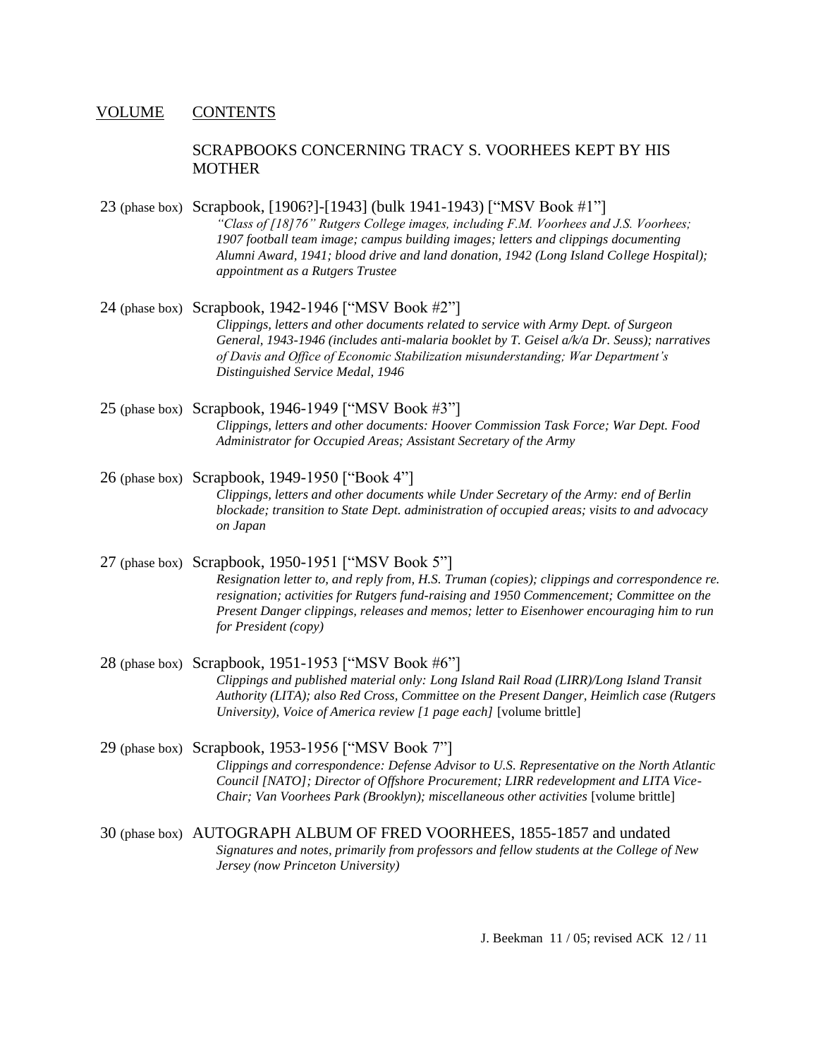| VOLUME | CONTENTS |
|---|---|
| | SCRAPBOOKS CONCERNING TRACY S. VOORHEES KEPT BY HIS MOTHER |
| 23 (phase box) | Scrapbook, [1906?]-[1943] (bulk 1941-1943) ["MSV Book #1"]<br>*"Class of [18]76" Rutgers College images, including F.M. Voorhees and J.S. Voorhees; 1907 football team image; campus building images; letters and clippings documenting Alumni Award, 1941; blood drive and land donation, 1942 (Long Island College Hospital); appointment as a Rutgers Trustee* |
| 24 (phase box) | Scrapbook, 1942-1946 ["MSV Book #2"]<br>*Clippings, letters and other documents related to service with Army Dept. of Surgeon General, 1943-1946 (includes anti-malaria booklet by T. Geisel a/k/a Dr. Seuss); narratives of Davis and Office of Economic Stabilization misunderstanding; War Department's Distinguished Service Medal, 1946* |
| 25 (phase box) | Scrapbook, 1946-1949 ["MSV Book #3"]<br>*Clippings, letters and other documents: Hoover Commission Task Force; War Dept. Food Administrator for Occupied Areas; Assistant Secretary of the Army* |
| 26 (phase box) | Scrapbook, 1949-1950 ["Book 4"]<br>*Clippings, letters and other documents while Under Secretary of the Army: end of Berlin blockade; transition to State Dept. administration of occupied areas; visits to and advocacy on Japan* |
| 27 (phase box) | Scrapbook, 1950-1951 ["MSV Book 5"]<br>*Resignation letter to, and reply from, H.S. Truman (copies); clippings and correspondence re. resignation; activities for Rutgers fund-raising and 1950 Commencement; Committee on the Present Danger clippings, releases and memos; letter to Eisenhower encouraging him to run for President (copy)* |
| 28 (phase box) | Scrapbook, 1951-1953 ["MSV Book #6"]<br>*Clippings and published material only: Long Island Rail Road (LIRR)/Long Island Transit Authority (LITA); also Red Cross, Committee on the Present Danger, Heimlich case (Rutgers University), Voice of America review [1 page each]* [volume brittle] |
| 29 (phase box) | Scrapbook, 1953-1956 ["MSV Book 7"]<br>*Clippings and correspondence: Defense Advisor to U.S. Representative on the North Atlantic Council [NATO]; Director of Offshore Procurement; LIRR redevelopment and LITA Vice-Chair; Van Voorhees Park (Brooklyn); miscellaneous other activities* [volume brittle] |
| 30 (phase box) | AUTOGRAPH ALBUM OF FRED VOORHEES, 1855-1857 and undated<br>*Signatures and notes, primarily from professors and fellow students at the College of New Jersey (now Princeton University)* |

J. Beekman 11 / 05; revised ACK 12 / 11